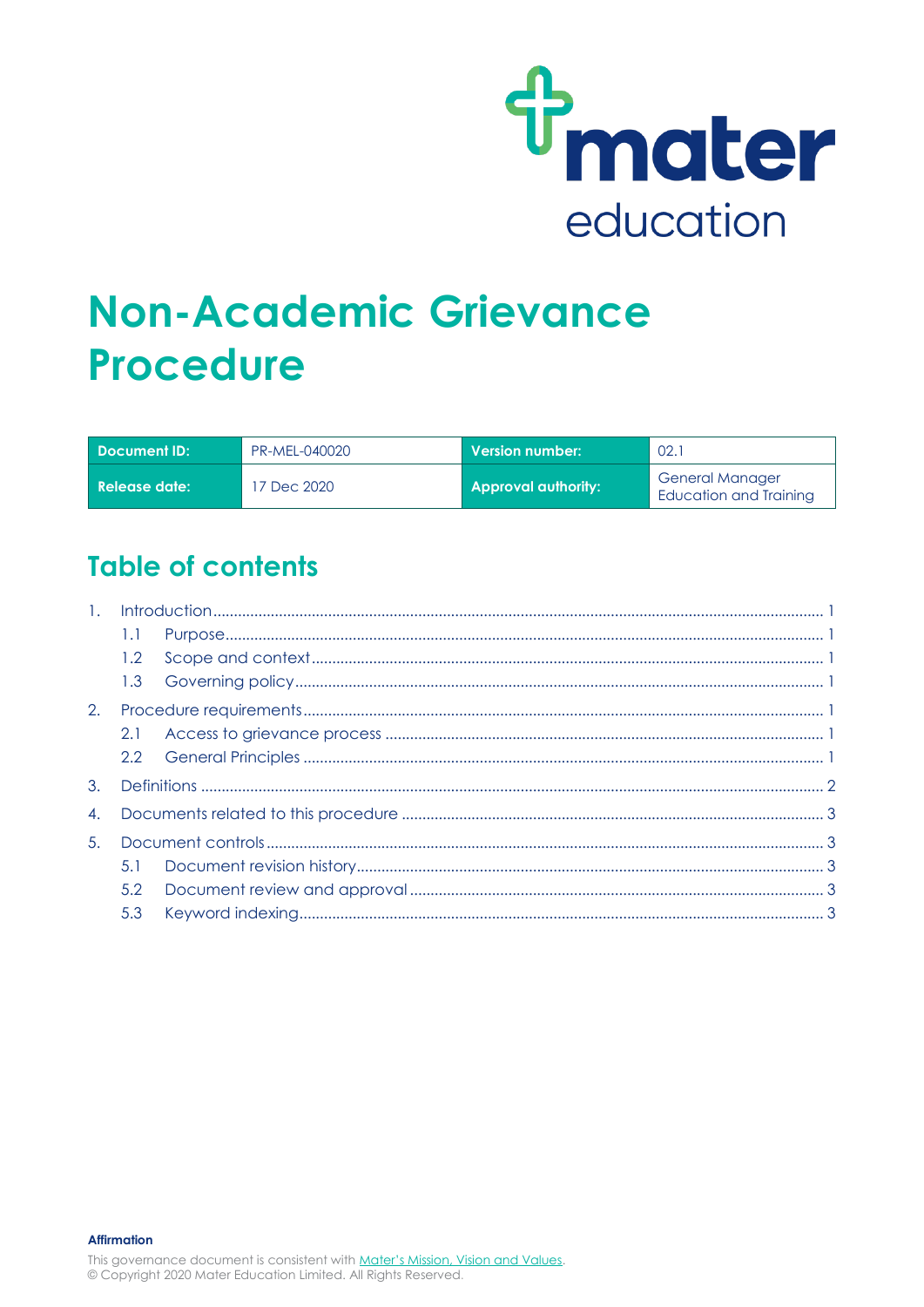# Non-Academic Grievance Procedure

| Document ID: | PR-MEL-040020 | Version number: | 02.1 |
|---|---|---|---|
| Release date: | 17 Dec 2020 | Approval authority: | General Manager Education and Training |

## Table of contents

1. Introduction ........ 1
   - 1.1 Purpose ........ 1
   - 1.2 Scope and context ........ 1
   - 1.3 Governing policy ........ 1
2. Procedure requirements ........ 1
   - 2.1 Access to grievance process ........ 1
   - 2.2 General Principles ........ 1
3. Definitions ........ 2
4. Documents related to this procedure ........ 3
5. Document controls ........ 3
   - 5.1 Document revision history ........ 3
   - 5.2 Document review and approval ........ 3
   - 5.3 Keyword indexing ........ 3

**Affirmation**

This governance document is consistent with Mater's Mission, Vision and Values.
© Copyright 2020 Mater Education Limited. All Rights Reserved.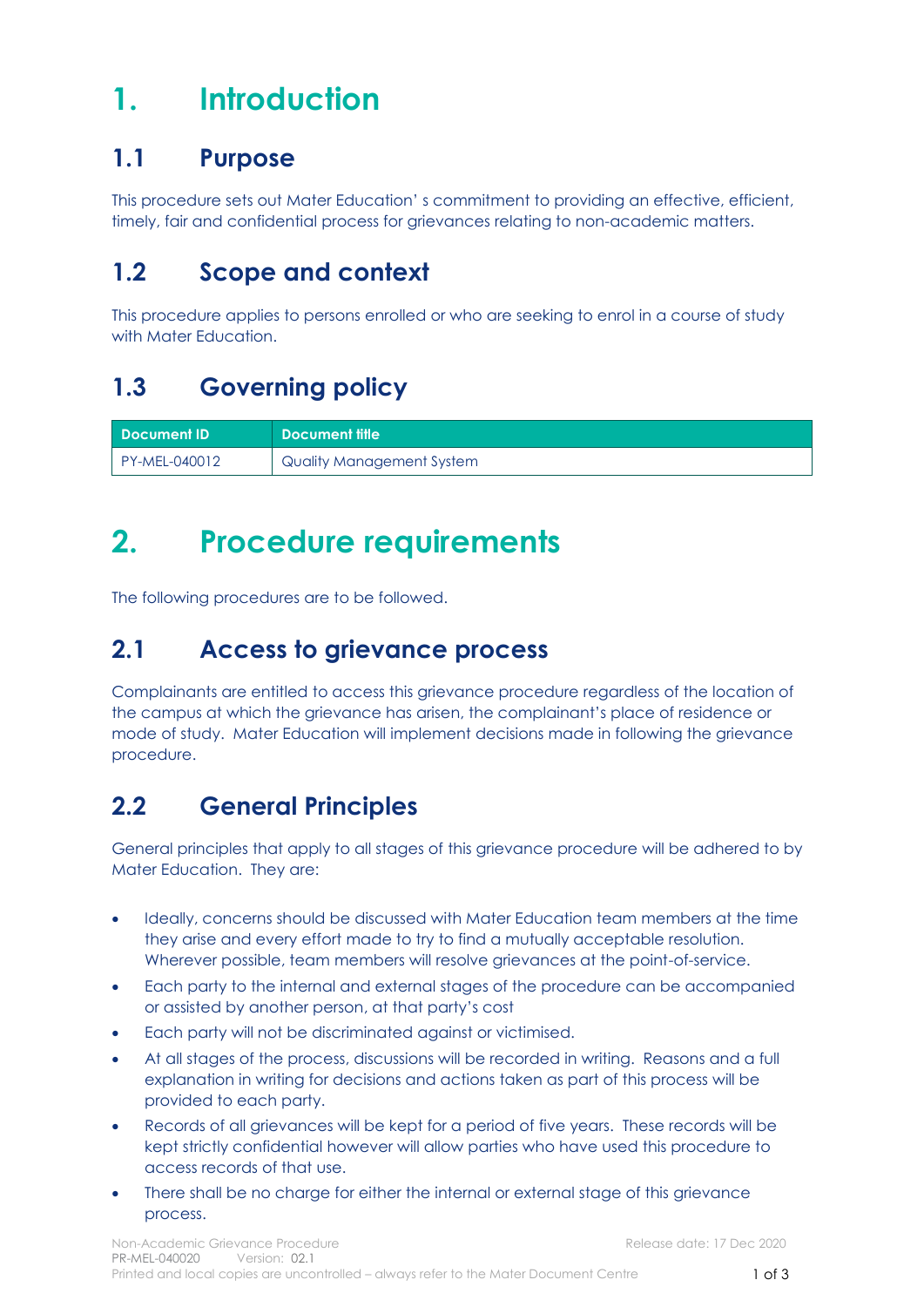# 1. Introduction

## 1.1 Purpose

This procedure sets out Mater Education' s commitment to providing an effective, efficient, timely, fair and confidential process for grievances relating to non-academic matters.

## 1.2 Scope and context

This procedure applies to persons enrolled or who are seeking to enrol in a course of study with Mater Education.

## 1.3 Governing policy

| Document ID | Document title |
|---|---|
| PY-MEL-040012 | Quality Management System |

# 2. Procedure requirements

The following procedures are to be followed.

## 2.1 Access to grievance process

Complainants are entitled to access this grievance procedure regardless of the location of the campus at which the grievance has arisen, the complainant's place of residence or mode of study. Mater Education will implement decisions made in following the grievance procedure.

## 2.2 General Principles

General principles that apply to all stages of this grievance procedure will be adhered to by Mater Education. They are:

- Ideally, concerns should be discussed with Mater Education team members at the time they arise and every effort made to try to find a mutually acceptable resolution. Wherever possible, team members will resolve grievances at the point-of-service.
- Each party to the internal and external stages of the procedure can be accompanied or assisted by another person, at that party's cost
- Each party will not be discriminated against or victimised.
- At all stages of the process, discussions will be recorded in writing. Reasons and a full explanation in writing for decisions and actions taken as part of this process will be provided to each party.
- Records of all grievances will be kept for a period of five years. These records will be kept strictly confidential however will allow parties who have used this procedure to access records of that use.
- There shall be no charge for either the internal or external stage of this grievance process.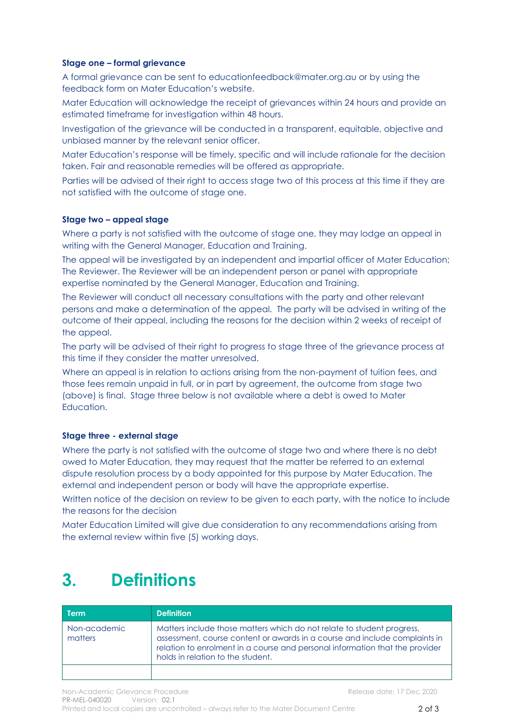#### Stage one – formal grievance

A formal grievance can be sent to educationfeedback@mater.org.au or by using the feedback form on Mater Education's website.

Mater Education will acknowledge the receipt of grievances within 24 hours and provide an estimated timeframe for investigation within 48 hours.

Investigation of the grievance will be conducted in a transparent, equitable, objective and unbiased manner by the relevant senior officer.

Mater Education's response will be timely, specific and will include rationale for the decision taken. Fair and reasonable remedies will be offered as appropriate.

Parties will be advised of their right to access stage two of this process at this time if they are not satisfied with the outcome of stage one.

#### Stage two – appeal stage

Where a party is not satisfied with the outcome of stage one, they may lodge an appeal in writing with the General Manager, Education and Training.

The appeal will be investigated by an independent and impartial officer of Mater Education; The Reviewer. The Reviewer will be an independent person or panel with appropriate expertise nominated by the General Manager, Education and Training.

The Reviewer will conduct all necessary consultations with the party and other relevant persons and make a determination of the appeal. The party will be advised in writing of the outcome of their appeal, including the reasons for the decision within 2 weeks of receipt of the appeal.

The party will be advised of their right to progress to stage three of the grievance process at this time if they consider the matter unresolved.

Where an appeal is in relation to actions arising from the non-payment of tuition fees, and those fees remain unpaid in full, or in part by agreement, the outcome from stage two (above) is final. Stage three below is not available where a debt is owed to Mater Education.

#### Stage three - external stage

Where the party is not satisfied with the outcome of stage two and where there is no debt owed to Mater Education, they may request that the matter be referred to an external dispute resolution process by a body appointed for this purpose by Mater Education. The external and independent person or body will have the appropriate expertise.

Written notice of the decision on review to be given to each party, with the notice to include the reasons for the decision

Mater Education Limited will give due consideration to any recommendations arising from the external review within five (5) working days.

# 3. Definitions

| Term | Definition |
|---|---|
| Non-academic matters | Matters include those matters which do not relate to student progress, assessment, course content or awards in a course and include complaints in relation to enrolment in a course and personal information that the provider holds in relation to the student. |
| | |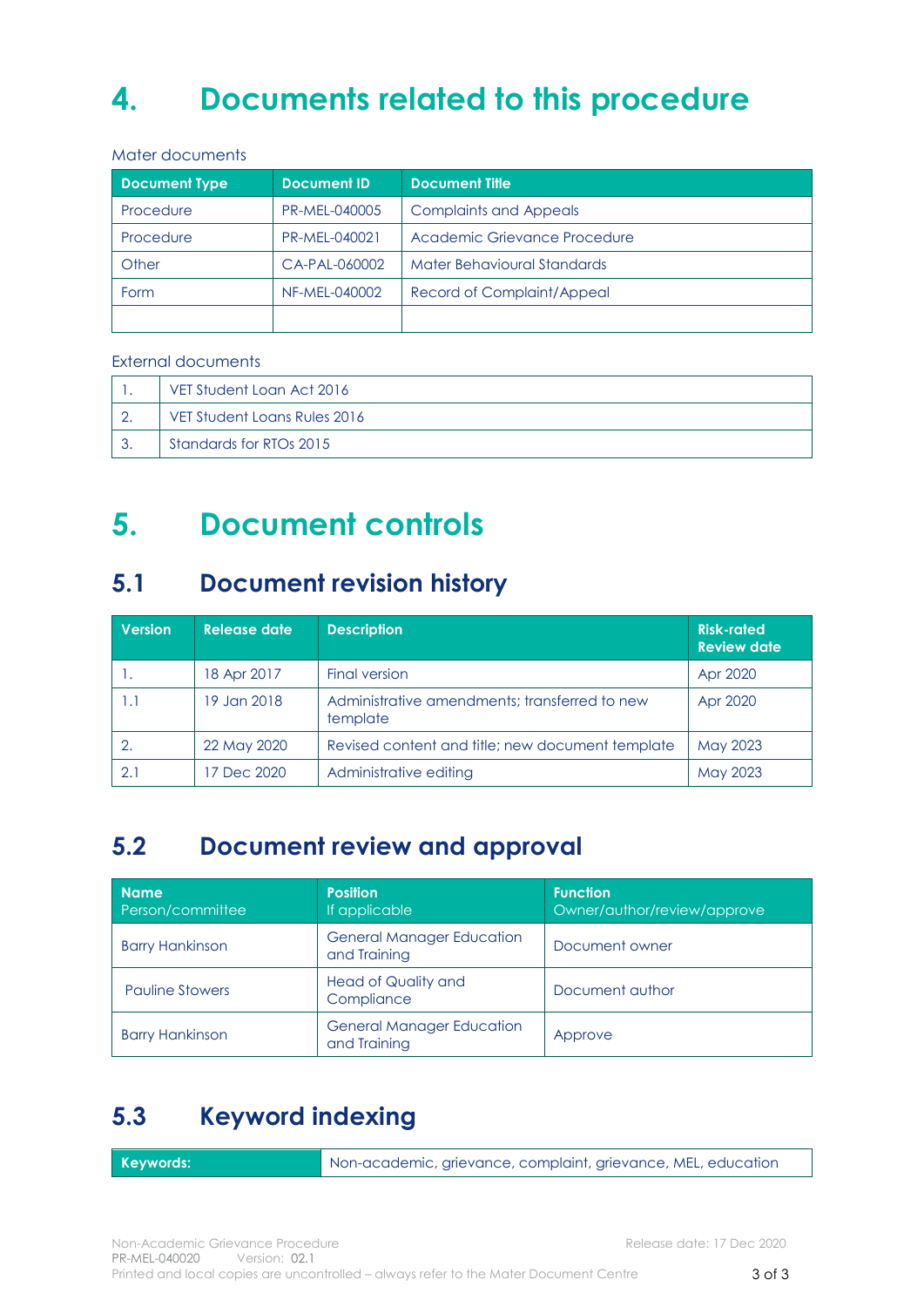# 4. Documents related to this procedure

Mater documents

| Document Type | Document ID | Document Title |
|---|---|---|
| Procedure | PR-MEL-040005 | Complaints and Appeals |
| Procedure | PR-MEL-040021 | Academic Grievance Procedure |
| Other | CA-PAL-060002 | Mater Behavioural Standards |
| Form | NF-MEL-040002 | Record of Complaint/Appeal |
| | | |

External documents

| | |
|---|---|
| 1. | VET Student Loan Act 2016 |
| 2. | VET Student Loans Rules 2016 |
| 3. | Standards for RTOs 2015 |

# 5. Document controls

## 5.1 Document revision history

| Version | Release date | Description | Risk-rated Review date |
|---|---|---|---|
| 1. | 18 Apr 2017 | Final version | Apr 2020 |
| 1.1 | 19 Jan 2018 | Administrative amendments; transferred to new template | Apr 2020 |
| 2. | 22 May 2020 | Revised content and title; new document template | May 2023 |
| 2.1 | 17 Dec 2020 | Administrative editing | May 2023 |

## 5.2 Document review and approval

| Name<br>Person/committee | Position<br>If applicable | Function<br>Owner/author/review/approve |
|---|---|---|
| Barry Hankinson | General Manager Education and Training | Document owner |
| Pauline Stowers | Head of Quality and Compliance | Document author |
| Barry Hankinson | General Manager Education and Training | Approve |

## 5.3 Keyword indexing

| | |
|---|---|
| **Keywords:** | Non-academic, grievance, complaint, grievance, MEL, education |